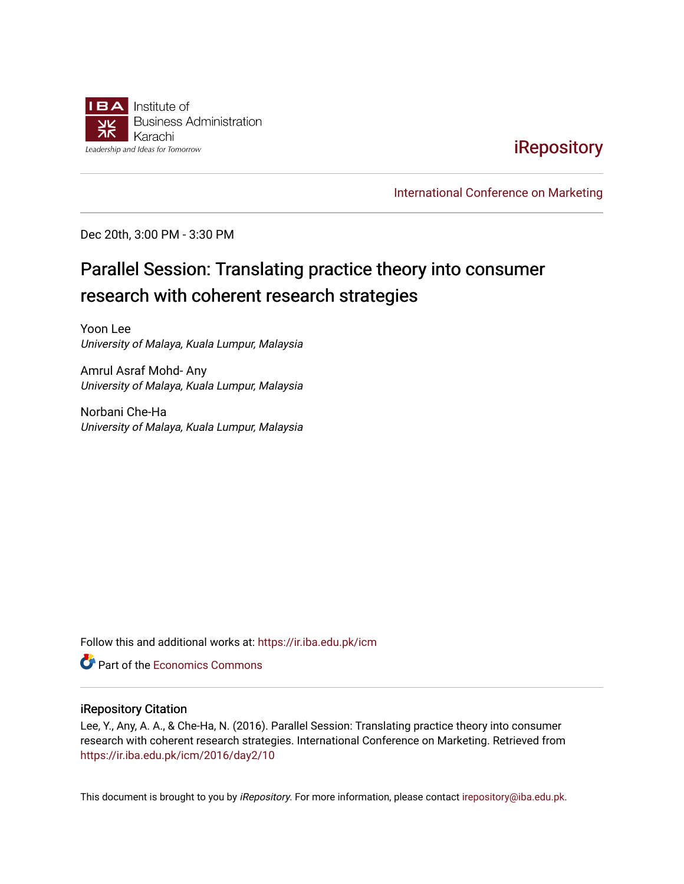Institute of Business Administration Karachi

Leadership and Ideas for Tomorrow

iRepository

International Conference on Marketing

Dec 20th, 3:00 PM - 3:30 PM

# Parallel Session: Translating practice theory into consumer research with coherent research strategies

Yoon Lee
*University of Malaya, Kuala Lumpur, Malaysia*

Amrul Asraf Mohd- Any
*University of Malaya, Kuala Lumpur, Malaysia*

Norbani Che-Ha
*University of Malaya, Kuala Lumpur, Malaysia*

Follow this and additional works at: https://ir.iba.edu.pk/icm

Part of the Economics Commons

## iRepository Citation

Lee, Y., Any, A. A., & Che-Ha, N. (2016). Parallel Session: Translating practice theory into consumer research with coherent research strategies. International Conference on Marketing. Retrieved from https://ir.iba.edu.pk/icm/2016/day2/10

This document is brought to you by *iRepository*. For more information, please contact irepository@iba.edu.pk.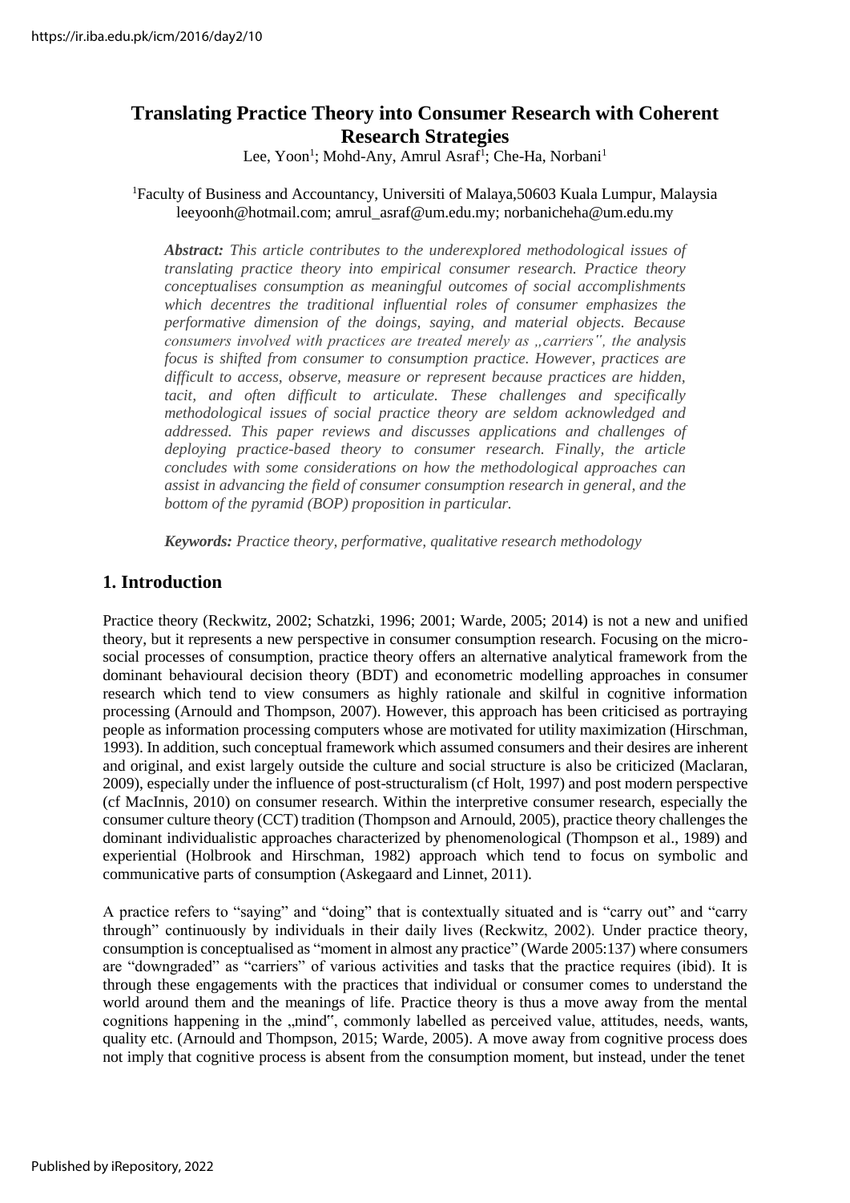# Translating Practice Theory into Consumer Research with Coherent Research Strategies

Lee, Yoon[1]; Mohd-Any, Amrul Asraf[1]; Che-Ha, Norbani[1]

[1]Faculty of Business and Accountancy, Universiti of Malaya,50603 Kuala Lumpur, Malaysia
leeyoonh@hotmail.com; amrul_asraf@um.edu.my; norbanicheha@um.edu.my

***Abstract:*** *This article contributes to the underexplored methodological issues of translating practice theory into empirical consumer research. Practice theory conceptualises consumption as meaningful outcomes of social accomplishments which decentres the traditional influential roles of consumer emphasizes the performative dimension of the doings, saying, and material objects. Because consumers involved with practices are treated merely as „carriers", the analysis focus is shifted from consumer to consumption practice. However, practices are difficult to access, observe, measure or represent because practices are hidden, tacit, and often difficult to articulate. These challenges and specifically methodological issues of social practice theory are seldom acknowledged and addressed. This paper reviews and discusses applications and challenges of deploying practice-based theory to consumer research. Finally, the article concludes with some considerations on how the methodological approaches can assist in advancing the field of consumer consumption research in general, and the bottom of the pyramid (BOP) proposition in particular.*

***Keywords:*** *Practice theory, performative, qualitative research methodology*

## 1. Introduction

Practice theory (Reckwitz, 2002; Schatzki, 1996; 2001; Warde, 2005; 2014) is not a new and unified theory, but it represents a new perspective in consumer consumption research. Focusing on the micro-social processes of consumption, practice theory offers an alternative analytical framework from the dominant behavioural decision theory (BDT) and econometric modelling approaches in consumer research which tend to view consumers as highly rationale and skilful in cognitive information processing (Arnould and Thompson, 2007). However, this approach has been criticised as portraying people as information processing computers whose are motivated for utility maximization (Hirschman, 1993). In addition, such conceptual framework which assumed consumers and their desires are inherent and original, and exist largely outside the culture and social structure is also be criticized (Maclaran, 2009), especially under the influence of post-structuralism (cf Holt, 1997) and post modern perspective (cf MacInnis, 2010) on consumer research. Within the interpretive consumer research, especially the consumer culture theory (CCT) tradition (Thompson and Arnould, 2005), practice theory challenges the dominant individualistic approaches characterized by phenomenological (Thompson et al., 1989) and experiential (Holbrook and Hirschman, 1982) approach which tend to focus on symbolic and communicative parts of consumption (Askegaard and Linnet, 2011).

A practice refers to "saying" and "doing" that is contextually situated and is "carry out" and "carry through" continuously by individuals in their daily lives (Reckwitz, 2002). Under practice theory, consumption is conceptualised as "moment in almost any practice" (Warde 2005:137) where consumers are "downgraded" as "carriers" of various activities and tasks that the practice requires (ibid). It is through these engagements with the practices that individual or consumer comes to understand the world around them and the meanings of life. Practice theory is thus a move away from the mental cognitions happening in the „mind", commonly labelled as perceived value, attitudes, needs, wants, quality etc. (Arnould and Thompson, 2015; Warde, 2005). A move away from cognitive process does not imply that cognitive process is absent from the consumption moment, but instead, under the tenet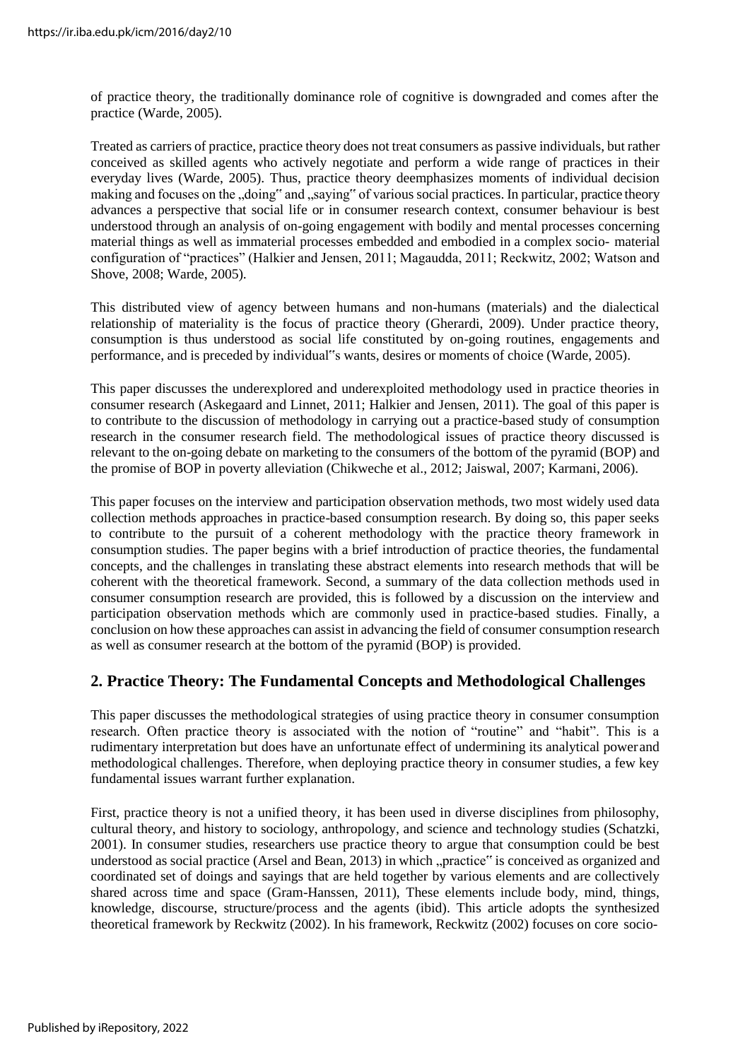of practice theory, the traditionally dominance role of cognitive is downgraded and comes after the practice (Warde, 2005).

Treated as carriers of practice, practice theory does not treat consumers as passive individuals, but rather conceived as skilled agents who actively negotiate and perform a wide range of practices in their everyday lives (Warde, 2005). Thus, practice theory deemphasizes moments of individual decision making and focuses on the „doing" and „saying" of various social practices. In particular, practice theory advances a perspective that social life or in consumer research context, consumer behaviour is best understood through an analysis of on-going engagement with bodily and mental processes concerning material things as well as immaterial processes embedded and embodied in a complex socio- material configuration of "practices" (Halkier and Jensen, 2011; Magaudda, 2011; Reckwitz, 2002; Watson and Shove, 2008; Warde, 2005).

This distributed view of agency between humans and non-humans (materials) and the dialectical relationship of materiality is the focus of practice theory (Gherardi, 2009). Under practice theory, consumption is thus understood as social life constituted by on-going routines, engagements and performance, and is preceded by individual"s wants, desires or moments of choice (Warde, 2005).

This paper discusses the underexplored and underexploited methodology used in practice theories in consumer research (Askegaard and Linnet, 2011; Halkier and Jensen, 2011). The goal of this paper is to contribute to the discussion of methodology in carrying out a practice-based study of consumption research in the consumer research field. The methodological issues of practice theory discussed is relevant to the on-going debate on marketing to the consumers of the bottom of the pyramid (BOP) and the promise of BOP in poverty alleviation (Chikweche et al., 2012; Jaiswal, 2007; Karmani, 2006).

This paper focuses on the interview and participation observation methods, two most widely used data collection methods approaches in practice-based consumption research. By doing so, this paper seeks to contribute to the pursuit of a coherent methodology with the practice theory framework in consumption studies. The paper begins with a brief introduction of practice theories, the fundamental concepts, and the challenges in translating these abstract elements into research methods that will be coherent with the theoretical framework. Second, a summary of the data collection methods used in consumer consumption research are provided, this is followed by a discussion on the interview and participation observation methods which are commonly used in practice-based studies. Finally, a conclusion on how these approaches can assist in advancing the field of consumer consumption research as well as consumer research at the bottom of the pyramid (BOP) is provided.

## 2. Practice Theory: The Fundamental Concepts and Methodological Challenges

This paper discusses the methodological strategies of using practice theory in consumer consumption research. Often practice theory is associated with the notion of "routine" and "habit". This is a rudimentary interpretation but does have an unfortunate effect of undermining its analytical power and methodological challenges. Therefore, when deploying practice theory in consumer studies, a few key fundamental issues warrant further explanation.

First, practice theory is not a unified theory, it has been used in diverse disciplines from philosophy, cultural theory, and history to sociology, anthropology, and science and technology studies (Schatzki, 2001). In consumer studies, researchers use practice theory to argue that consumption could be best understood as social practice (Arsel and Bean, 2013) in which „practice" is conceived as organized and coordinated set of doings and sayings that are held together by various elements and are collectively shared across time and space (Gram-Hanssen, 2011), These elements include body, mind, things, knowledge, discourse, structure/process and the agents (ibid). This article adopts the synthesized theoretical framework by Reckwitz (2002). In his framework, Reckwitz (2002) focuses on core socio-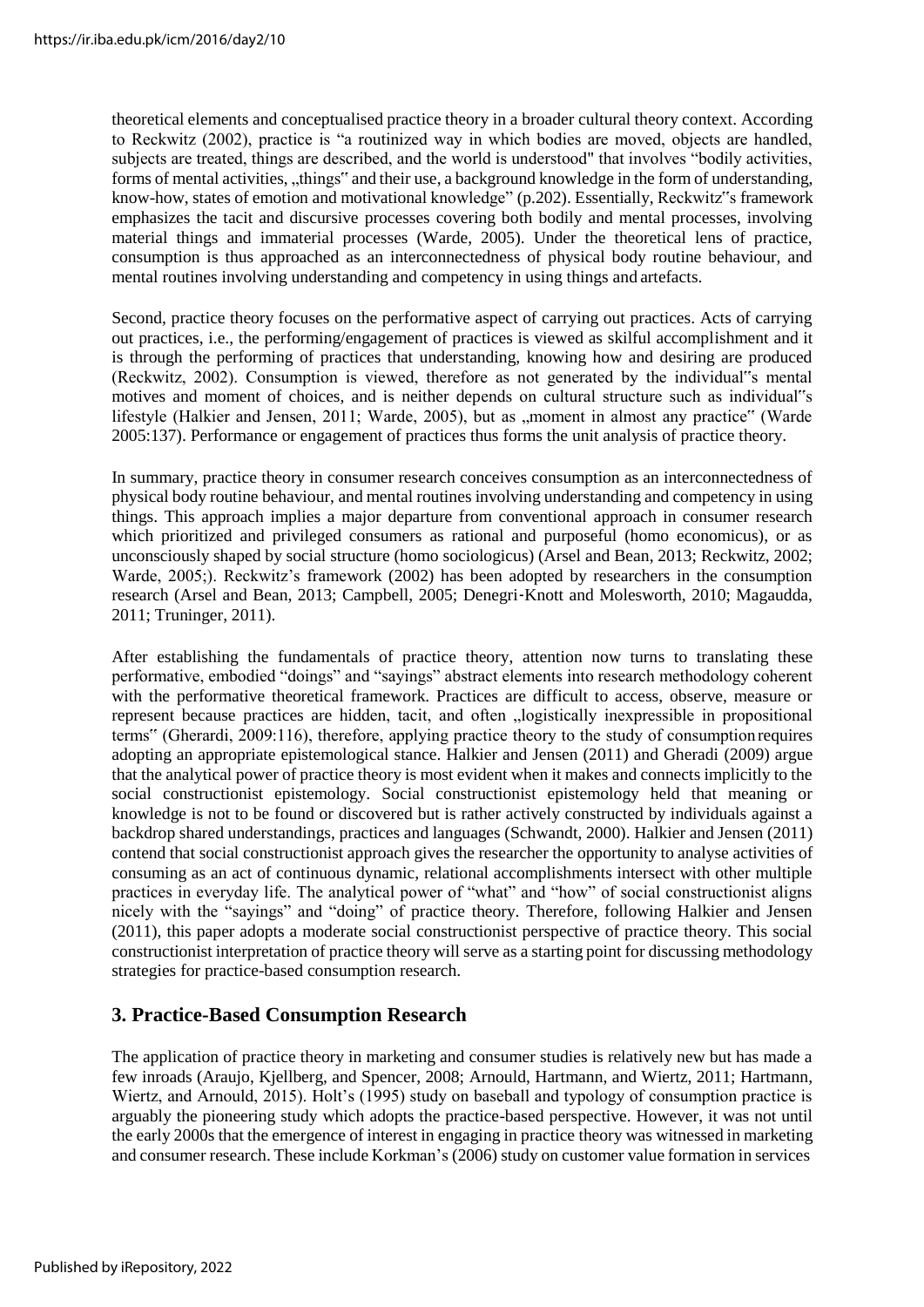theoretical elements and conceptualised practice theory in a broader cultural theory context. According to Reckwitz (2002), practice is "a routinized way in which bodies are moved, objects are handled, subjects are treated, things are described, and the world is understood" that involves "bodily activities, forms of mental activities, „things" and their use, a background knowledge in the form of understanding, know-how, states of emotion and motivational knowledge" (p.202). Essentially, Reckwitz"s framework emphasizes the tacit and discursive processes covering both bodily and mental processes, involving material things and immaterial processes (Warde, 2005). Under the theoretical lens of practice, consumption is thus approached as an interconnectedness of physical body routine behaviour, and mental routines involving understanding and competency in using things and artefacts.

Second, practice theory focuses on the performative aspect of carrying out practices. Acts of carrying out practices, i.e., the performing/engagement of practices is viewed as skilful accomplishment and it is through the performing of practices that understanding, knowing how and desiring are produced (Reckwitz, 2002). Consumption is viewed, therefore as not generated by the individual"s mental motives and moment of choices, and is neither depends on cultural structure such as individual"s lifestyle (Halkier and Jensen, 2011; Warde, 2005), but as „moment in almost any practice" (Warde 2005:137). Performance or engagement of practices thus forms the unit analysis of practice theory.

In summary, practice theory in consumer research conceives consumption as an interconnectedness of physical body routine behaviour, and mental routines involving understanding and competency in using things. This approach implies a major departure from conventional approach in consumer research which prioritized and privileged consumers as rational and purposeful (homo economicus), or as unconsciously shaped by social structure (homo sociologicus) (Arsel and Bean, 2013; Reckwitz, 2002; Warde, 2005;). Reckwitz's framework (2002) has been adopted by researchers in the consumption research (Arsel and Bean, 2013; Campbell, 2005; Denegri-Knott and Molesworth, 2010; Magaudda, 2011; Truninger, 2011).

After establishing the fundamentals of practice theory, attention now turns to translating these performative, embodied "doings" and "sayings" abstract elements into research methodology coherent with the performative theoretical framework. Practices are difficult to access, observe, measure or represent because practices are hidden, tacit, and often „logistically inexpressible in propositional terms" (Gherardi, 2009:116), therefore, applying practice theory to the study of consumption requires adopting an appropriate epistemological stance. Halkier and Jensen (2011) and Gheradi (2009) argue that the analytical power of practice theory is most evident when it makes and connects implicitly to the social constructionist epistemology. Social constructionist epistemology held that meaning or knowledge is not to be found or discovered but is rather actively constructed by individuals against a backdrop shared understandings, practices and languages (Schwandt, 2000). Halkier and Jensen (2011) contend that social constructionist approach gives the researcher the opportunity to analyse activities of consuming as an act of continuous dynamic, relational accomplishments intersect with other multiple practices in everyday life. The analytical power of "what" and "how" of social constructionist aligns nicely with the "sayings" and "doing" of practice theory. Therefore, following Halkier and Jensen (2011), this paper adopts a moderate social constructionist perspective of practice theory. This social constructionist interpretation of practice theory will serve as a starting point for discussing methodology strategies for practice-based consumption research.

## 3. Practice-Based Consumption Research

The application of practice theory in marketing and consumer studies is relatively new but has made a few inroads (Araujo, Kjellberg, and Spencer, 2008; Arnould, Hartmann, and Wiertz, 2011; Hartmann, Wiertz, and Arnould, 2015). Holt's (1995) study on baseball and typology of consumption practice is arguably the pioneering study which adopts the practice-based perspective. However, it was not until the early 2000s that the emergence of interest in engaging in practice theory was witnessed in marketing and consumer research. These include Korkman's (2006) study on customer value formation in services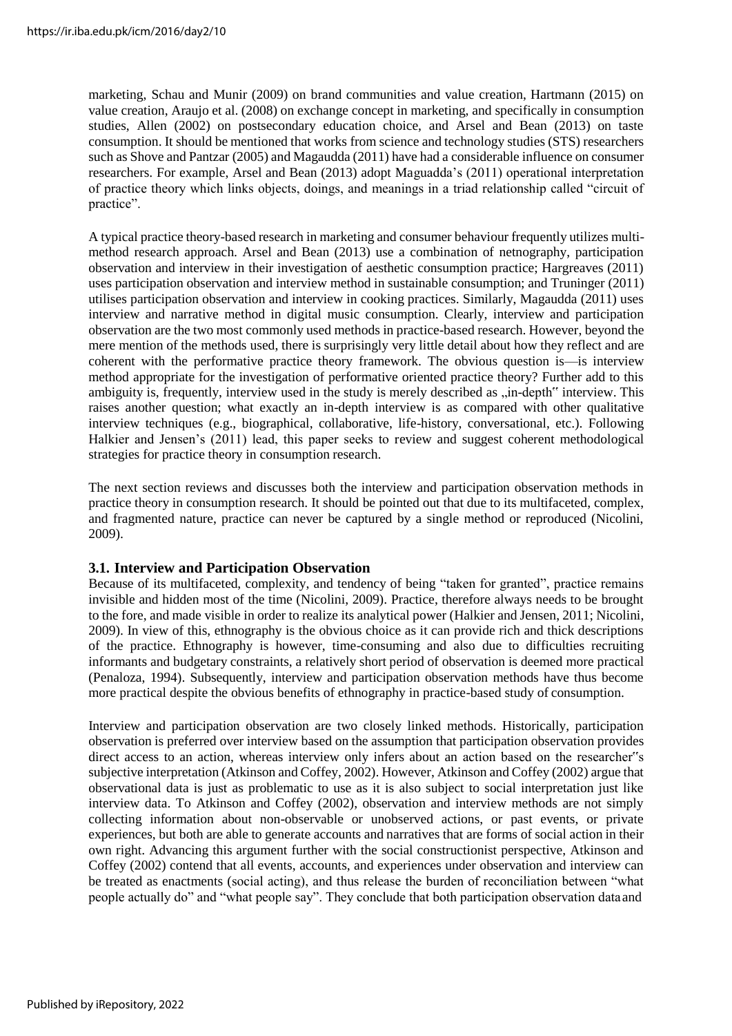marketing, Schau and Munir (2009) on brand communities and value creation, Hartmann (2015) on value creation, Araujo et al. (2008) on exchange concept in marketing, and specifically in consumption studies, Allen (2002) on postsecondary education choice, and Arsel and Bean (2013) on taste consumption. It should be mentioned that works from science and technology studies (STS) researchers such as Shove and Pantzar (2005) and Magaudda (2011) have had a considerable influence on consumer researchers. For example, Arsel and Bean (2013) adopt Maguadda's (2011) operational interpretation of practice theory which links objects, doings, and meanings in a triad relationship called "circuit of practice".

A typical practice theory-based research in marketing and consumer behaviour frequently utilizes multi-method research approach. Arsel and Bean (2013) use a combination of netnography, participation observation and interview in their investigation of aesthetic consumption practice; Hargreaves (2011) uses participation observation and interview method in sustainable consumption; and Truninger (2011) utilises participation observation and interview in cooking practices. Similarly, Magaudda (2011) uses interview and narrative method in digital music consumption. Clearly, interview and participation observation are the two most commonly used methods in practice-based research. However, beyond the mere mention of the methods used, there is surprisingly very little detail about how they reflect and are coherent with the performative practice theory framework. The obvious question is—is interview method appropriate for the investigation of performative oriented practice theory? Further add to this ambiguity is, frequently, interview used in the study is merely described as „in-depth" interview. This raises another question; what exactly an in-depth interview is as compared with other qualitative interview techniques (e.g., biographical, collaborative, life-history, conversational, etc.). Following Halkier and Jensen's (2011) lead, this paper seeks to review and suggest coherent methodological strategies for practice theory in consumption research.

The next section reviews and discusses both the interview and participation observation methods in practice theory in consumption research. It should be pointed out that due to its multifaceted, complex, and fragmented nature, practice can never be captured by a single method or reproduced (Nicolini, 2009).

### 3.1. Interview and Participation Observation

Because of its multifaceted, complexity, and tendency of being "taken for granted", practice remains invisible and hidden most of the time (Nicolini, 2009). Practice, therefore always needs to be brought to the fore, and made visible in order to realize its analytical power (Halkier and Jensen, 2011; Nicolini, 2009). In view of this, ethnography is the obvious choice as it can provide rich and thick descriptions of the practice. Ethnography is however, time-consuming and also due to difficulties recruiting informants and budgetary constraints, a relatively short period of observation is deemed more practical (Penaloza, 1994). Subsequently, interview and participation observation methods have thus become more practical despite the obvious benefits of ethnography in practice-based study of consumption.

Interview and participation observation are two closely linked methods. Historically, participation observation is preferred over interview based on the assumption that participation observation provides direct access to an action, whereas interview only infers about an action based on the researcher"s subjective interpretation (Atkinson and Coffey, 2002). However, Atkinson and Coffey (2002) argue that observational data is just as problematic to use as it is also subject to social interpretation just like interview data. To Atkinson and Coffey (2002), observation and interview methods are not simply collecting information about non-observable or unobserved actions, or past events, or private experiences, but both are able to generate accounts and narratives that are forms of social action in their own right. Advancing this argument further with the social constructionist perspective, Atkinson and Coffey (2002) contend that all events, accounts, and experiences under observation and interview can be treated as enactments (social acting), and thus release the burden of reconciliation between "what people actually do" and "what people say". They conclude that both participation observation data and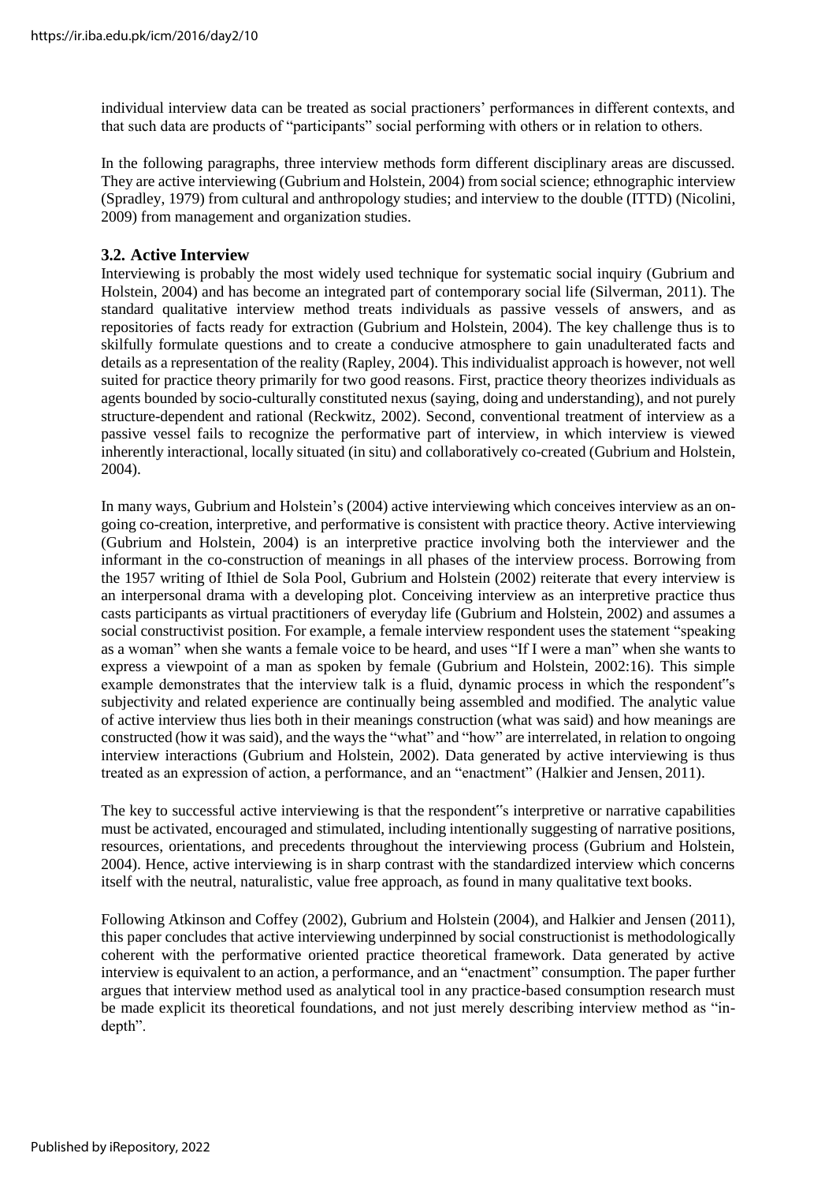individual interview data can be treated as social practioners' performances in different contexts, and that such data are products of "participants" social performing with others or in relation to others.

In the following paragraphs, three interview methods form different disciplinary areas are discussed. They are active interviewing (Gubrium and Holstein, 2004) from social science; ethnographic interview (Spradley, 1979) from cultural and anthropology studies; and interview to the double (ITTD) (Nicolini, 2009) from management and organization studies.

### 3.2. Active Interview

Interviewing is probably the most widely used technique for systematic social inquiry (Gubrium and Holstein, 2004) and has become an integrated part of contemporary social life (Silverman, 2011). The standard qualitative interview method treats individuals as passive vessels of answers, and as repositories of facts ready for extraction (Gubrium and Holstein, 2004). The key challenge thus is to skilfully formulate questions and to create a conducive atmosphere to gain unadulterated facts and details as a representation of the reality (Rapley, 2004). This individualist approach is however, not well suited for practice theory primarily for two good reasons. First, practice theory theorizes individuals as agents bounded by socio-culturally constituted nexus (saying, doing and understanding), and not purely structure-dependent and rational (Reckwitz, 2002). Second, conventional treatment of interview as a passive vessel fails to recognize the performative part of interview, in which interview is viewed inherently interactional, locally situated (in situ) and collaboratively co-created (Gubrium and Holstein, 2004).

In many ways, Gubrium and Holstein's (2004) active interviewing which conceives interview as an on-going co-creation, interpretive, and performative is consistent with practice theory. Active interviewing (Gubrium and Holstein, 2004) is an interpretive practice involving both the interviewer and the informant in the co-construction of meanings in all phases of the interview process. Borrowing from the 1957 writing of Ithiel de Sola Pool, Gubrium and Holstein (2002) reiterate that every interview is an interpersonal drama with a developing plot. Conceiving interview as an interpretive practice thus casts participants as virtual practitioners of everyday life (Gubrium and Holstein, 2002) and assumes a social constructivist position. For example, a female interview respondent uses the statement "speaking as a woman" when she wants a female voice to be heard, and uses "If I were a man" when she wants to express a viewpoint of a man as spoken by female (Gubrium and Holstein, 2002:16). This simple example demonstrates that the interview talk is a fluid, dynamic process in which the respondent"s subjectivity and related experience are continually being assembled and modified. The analytic value of active interview thus lies both in their meanings construction (what was said) and how meanings are constructed (how it was said), and the ways the "what" and "how" are interrelated, in relation to ongoing interview interactions (Gubrium and Holstein, 2002). Data generated by active interviewing is thus treated as an expression of action, a performance, and an "enactment" (Halkier and Jensen, 2011).

The key to successful active interviewing is that the respondent"s interpretive or narrative capabilities must be activated, encouraged and stimulated, including intentionally suggesting of narrative positions, resources, orientations, and precedents throughout the interviewing process (Gubrium and Holstein, 2004). Hence, active interviewing is in sharp contrast with the standardized interview which concerns itself with the neutral, naturalistic, value free approach, as found in many qualitative text books.

Following Atkinson and Coffey (2002), Gubrium and Holstein (2004), and Halkier and Jensen (2011), this paper concludes that active interviewing underpinned by social constructionist is methodologically coherent with the performative oriented practice theoretical framework. Data generated by active interview is equivalent to an action, a performance, and an "enactment" consumption. The paper further argues that interview method used as analytical tool in any practice-based consumption research must be made explicit its theoretical foundations, and not just merely describing interview method as "in-depth".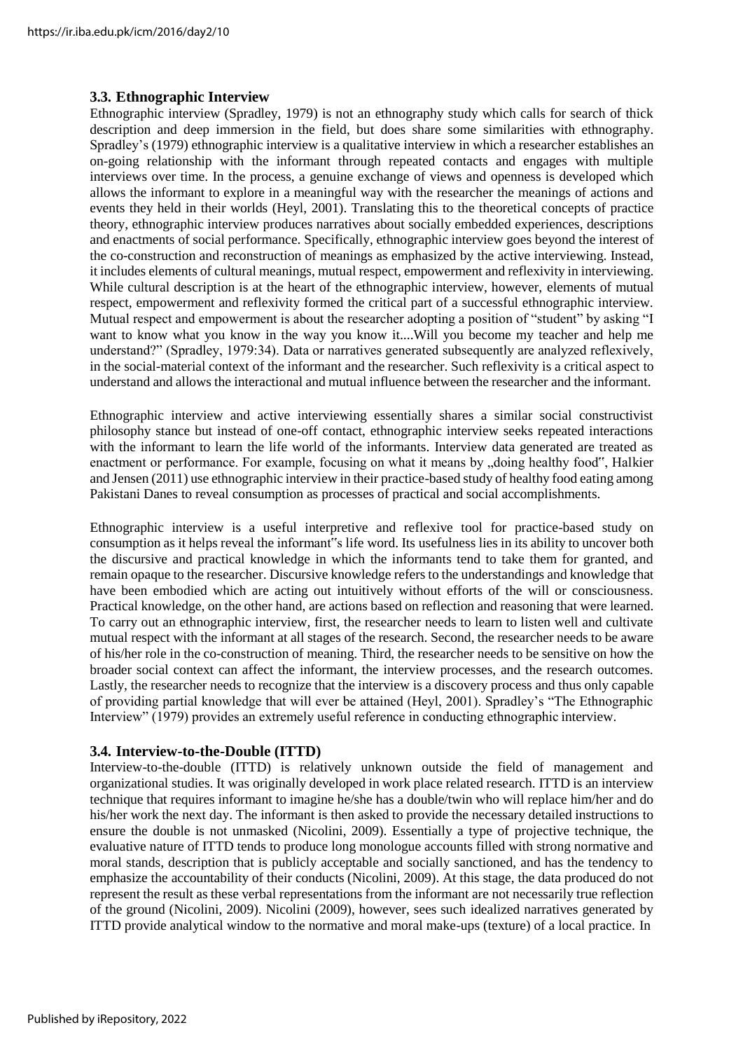### 3.3. Ethnographic Interview

Ethnographic interview (Spradley, 1979) is not an ethnography study which calls for search of thick description and deep immersion in the field, but does share some similarities with ethnography. Spradley's (1979) ethnographic interview is a qualitative interview in which a researcher establishes an on-going relationship with the informant through repeated contacts and engages with multiple interviews over time. In the process, a genuine exchange of views and openness is developed which allows the informant to explore in a meaningful way with the researcher the meanings of actions and events they held in their worlds (Heyl, 2001). Translating this to the theoretical concepts of practice theory, ethnographic interview produces narratives about socially embedded experiences, descriptions and enactments of social performance. Specifically, ethnographic interview goes beyond the interest of the co-construction and reconstruction of meanings as emphasized by the active interviewing. Instead, it includes elements of cultural meanings, mutual respect, empowerment and reflexivity in interviewing. While cultural description is at the heart of the ethnographic interview, however, elements of mutual respect, empowerment and reflexivity formed the critical part of a successful ethnographic interview. Mutual respect and empowerment is about the researcher adopting a position of "student" by asking "I want to know what you know in the way you know it....Will you become my teacher and help me understand?" (Spradley, 1979:34). Data or narratives generated subsequently are analyzed reflexively, in the social-material context of the informant and the researcher. Such reflexivity is a critical aspect to understand and allows the interactional and mutual influence between the researcher and the informant.

Ethnographic interview and active interviewing essentially shares a similar social constructivist philosophy stance but instead of one-off contact, ethnographic interview seeks repeated interactions with the informant to learn the life world of the informants. Interview data generated are treated as enactment or performance. For example, focusing on what it means by „doing healthy food", Halkier and Jensen (2011) use ethnographic interview in their practice-based study of healthy food eating among Pakistani Danes to reveal consumption as processes of practical and social accomplishments.

Ethnographic interview is a useful interpretive and reflexive tool for practice-based study on consumption as it helps reveal the informant"s life word. Its usefulness lies in its ability to uncover both the discursive and practical knowledge in which the informants tend to take them for granted, and remain opaque to the researcher. Discursive knowledge refers to the understandings and knowledge that have been embodied which are acting out intuitively without efforts of the will or consciousness. Practical knowledge, on the other hand, are actions based on reflection and reasoning that were learned. To carry out an ethnographic interview, first, the researcher needs to learn to listen well and cultivate mutual respect with the informant at all stages of the research. Second, the researcher needs to be aware of his/her role in the co-construction of meaning. Third, the researcher needs to be sensitive on how the broader social context can affect the informant, the interview processes, and the research outcomes. Lastly, the researcher needs to recognize that the interview is a discovery process and thus only capable of providing partial knowledge that will ever be attained (Heyl, 2001). Spradley's "The Ethnographic Interview" (1979) provides an extremely useful reference in conducting ethnographic interview.

### 3.4. Interview-to-the-Double (ITTD)

Interview-to-the-double (ITTD) is relatively unknown outside the field of management and organizational studies. It was originally developed in work place related research. ITTD is an interview technique that requires informant to imagine he/she has a double/twin who will replace him/her and do his/her work the next day. The informant is then asked to provide the necessary detailed instructions to ensure the double is not unmasked (Nicolini, 2009). Essentially a type of projective technique, the evaluative nature of ITTD tends to produce long monologue accounts filled with strong normative and moral stands, description that is publicly acceptable and socially sanctioned, and has the tendency to emphasize the accountability of their conducts (Nicolini, 2009). At this stage, the data produced do not represent the result as these verbal representations from the informant are not necessarily true reflection of the ground (Nicolini, 2009). Nicolini (2009), however, sees such idealized narratives generated by ITTD provide analytical window to the normative and moral make-ups (texture) of a local practice. In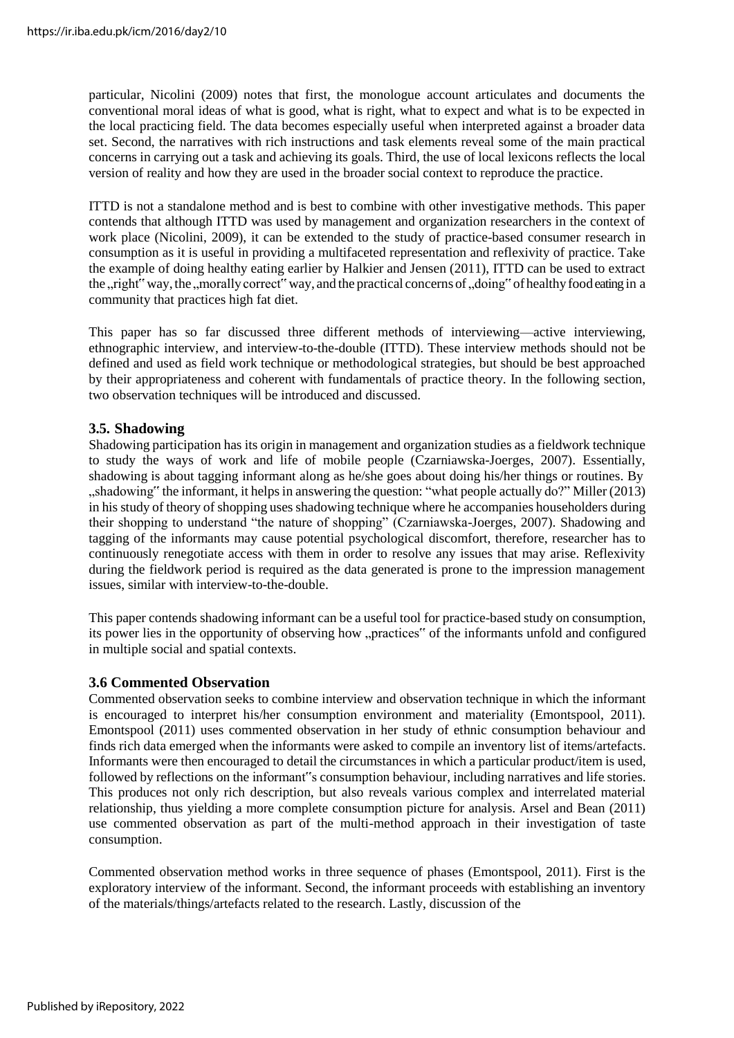particular, Nicolini (2009) notes that first, the monologue account articulates and documents the conventional moral ideas of what is good, what is right, what to expect and what is to be expected in the local practicing field. The data becomes especially useful when interpreted against a broader data set. Second, the narratives with rich instructions and task elements reveal some of the main practical concerns in carrying out a task and achieving its goals. Third, the use of local lexicons reflects the local version of reality and how they are used in the broader social context to reproduce the practice.

ITTD is not a standalone method and is best to combine with other investigative methods. This paper contends that although ITTD was used by management and organization researchers in the context of work place (Nicolini, 2009), it can be extended to the study of practice-based consumer research in consumption as it is useful in providing a multifaceted representation and reflexivity of practice. Take the example of doing healthy eating earlier by Halkier and Jensen (2011), ITTD can be used to extract the „right" way, the „morally correct" way, and the practical concerns of „doing" of healthy food eating in a community that practices high fat diet.

This paper has so far discussed three different methods of interviewing—active interviewing, ethnographic interview, and interview-to-the-double (ITTD). These interview methods should not be defined and used as field work technique or methodological strategies, but should be best approached by their appropriateness and coherent with fundamentals of practice theory. In the following section, two observation techniques will be introduced and discussed.

### 3.5. Shadowing

Shadowing participation has its origin in management and organization studies as a fieldwork technique to study the ways of work and life of mobile people (Czarniawska-Joerges, 2007). Essentially, shadowing is about tagging informant along as he/she goes about doing his/her things or routines. By „shadowing" the informant, it helps in answering the question: "what people actually do?" Miller (2013) in his study of theory of shopping uses shadowing technique where he accompanies householders during their shopping to understand "the nature of shopping" (Czarniawska-Joerges, 2007). Shadowing and tagging of the informants may cause potential psychological discomfort, therefore, researcher has to continuously renegotiate access with them in order to resolve any issues that may arise. Reflexivity during the fieldwork period is required as the data generated is prone to the impression management issues, similar with interview-to-the-double.

This paper contends shadowing informant can be a useful tool for practice-based study on consumption, its power lies in the opportunity of observing how „practices" of the informants unfold and configured in multiple social and spatial contexts.

### 3.6 Commented Observation

Commented observation seeks to combine interview and observation technique in which the informant is encouraged to interpret his/her consumption environment and materiality (Emontspool, 2011). Emontspool (2011) uses commented observation in her study of ethnic consumption behaviour and finds rich data emerged when the informants were asked to compile an inventory list of items/artefacts. Informants were then encouraged to detail the circumstances in which a particular product/item is used, followed by reflections on the informant"s consumption behaviour, including narratives and life stories. This produces not only rich description, but also reveals various complex and interrelated material relationship, thus yielding a more complete consumption picture for analysis. Arsel and Bean (2011) use commented observation as part of the multi-method approach in their investigation of taste consumption.

Commented observation method works in three sequence of phases (Emontspool, 2011). First is the exploratory interview of the informant. Second, the informant proceeds with establishing an inventory of the materials/things/artefacts related to the research. Lastly, discussion of the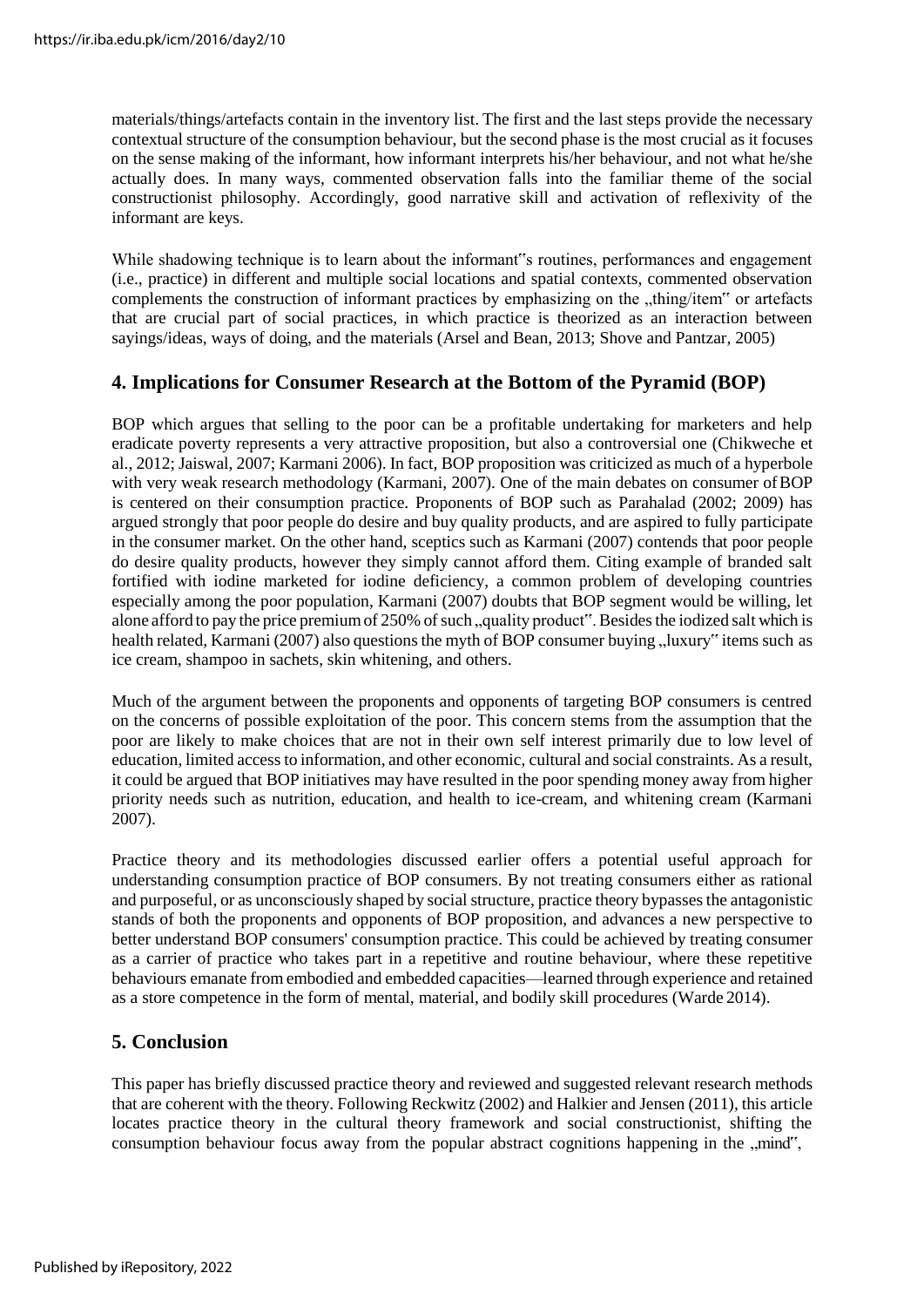materials/things/artefacts contain in the inventory list. The first and the last steps provide the necessary contextual structure of the consumption behaviour, but the second phase is the most crucial as it focuses on the sense making of the informant, how informant interprets his/her behaviour, and not what he/she actually does. In many ways, commented observation falls into the familiar theme of the social constructionist philosophy. Accordingly, good narrative skill and activation of reflexivity of the informant are keys.

While shadowing technique is to learn about the informant"s routines, performances and engagement (i.e., practice) in different and multiple social locations and spatial contexts, commented observation complements the construction of informant practices by emphasizing on the „thing/item" or artefacts that are crucial part of social practices, in which practice is theorized as an interaction between sayings/ideas, ways of doing, and the materials (Arsel and Bean, 2013; Shove and Pantzar, 2005)

## 4. Implications for Consumer Research at the Bottom of the Pyramid (BOP)

BOP which argues that selling to the poor can be a profitable undertaking for marketers and help eradicate poverty represents a very attractive proposition, but also a controversial one (Chikweche et al., 2012; Jaiswal, 2007; Karmani 2006). In fact, BOP proposition was criticized as much of a hyperbole with very weak research methodology (Karmani, 2007). One of the main debates on consumer of BOP is centered on their consumption practice. Proponents of BOP such as Parahalad (2002; 2009) has argued strongly that poor people do desire and buy quality products, and are aspired to fully participate in the consumer market. On the other hand, sceptics such as Karmani (2007) contends that poor people do desire quality products, however they simply cannot afford them. Citing example of branded salt fortified with iodine marketed for iodine deficiency, a common problem of developing countries especially among the poor population, Karmani (2007) doubts that BOP segment would be willing, let alone afford to pay the price premium of 250% of such „quality product". Besides the iodized salt which is health related, Karmani (2007) also questions the myth of BOP consumer buying „luxury" items such as ice cream, shampoo in sachets, skin whitening, and others.

Much of the argument between the proponents and opponents of targeting BOP consumers is centred on the concerns of possible exploitation of the poor. This concern stems from the assumption that the poor are likely to make choices that are not in their own self interest primarily due to low level of education, limited access to information, and other economic, cultural and social constraints. As a result, it could be argued that BOP initiatives may have resulted in the poor spending money away from higher priority needs such as nutrition, education, and health to ice-cream, and whitening cream (Karmani 2007).

Practice theory and its methodologies discussed earlier offers a potential useful approach for understanding consumption practice of BOP consumers. By not treating consumers either as rational and purposeful, or as unconsciously shaped by social structure, practice theory bypasses the antagonistic stands of both the proponents and opponents of BOP proposition, and advances a new perspective to better understand BOP consumers' consumption practice. This could be achieved by treating consumer as a carrier of practice who takes part in a repetitive and routine behaviour, where these repetitive behaviours emanate from embodied and embedded capacities—learned through experience and retained as a store competence in the form of mental, material, and bodily skill procedures (Warde 2014).

## 5. Conclusion

This paper has briefly discussed practice theory and reviewed and suggested relevant research methods that are coherent with the theory. Following Reckwitz (2002) and Halkier and Jensen (2011), this article locates practice theory in the cultural theory framework and social constructionist, shifting the consumption behaviour focus away from the popular abstract cognitions happening in the „mind",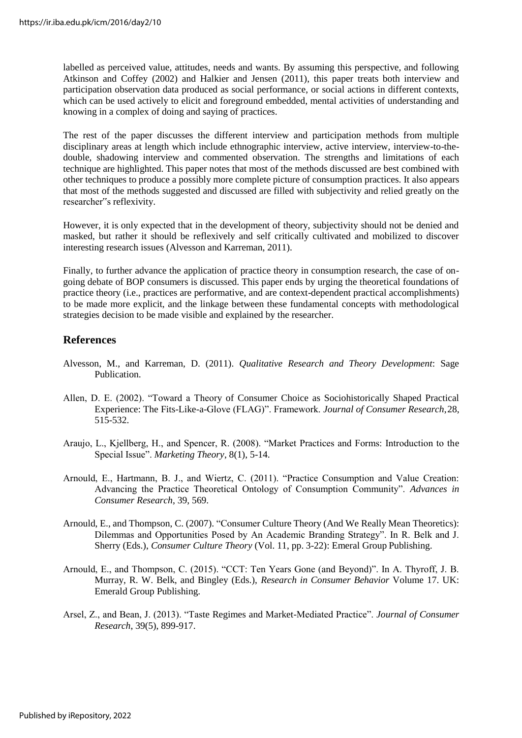labelled as perceived value, attitudes, needs and wants. By assuming this perspective, and following Atkinson and Coffey (2002) and Halkier and Jensen (2011), this paper treats both interview and participation observation data produced as social performance, or social actions in different contexts, which can be used actively to elicit and foreground embedded, mental activities of understanding and knowing in a complex of doing and saying of practices.

The rest of the paper discusses the different interview and participation methods from multiple disciplinary areas at length which include ethnographic interview, active interview, interview-to-the-double, shadowing interview and commented observation. The strengths and limitations of each technique are highlighted. This paper notes that most of the methods discussed are best combined with other techniques to produce a possibly more complete picture of consumption practices. It also appears that most of the methods suggested and discussed are filled with subjectivity and relied greatly on the researcher‟s reflexivity.

However, it is only expected that in the development of theory, subjectivity should not be denied and masked, but rather it should be reflexively and self critically cultivated and mobilized to discover interesting research issues (Alvesson and Karreman, 2011).

Finally, to further advance the application of practice theory in consumption research, the case of on-going debate of BOP consumers is discussed. This paper ends by urging the theoretical foundations of practice theory (i.e., practices are performative, and are context-dependent practical accomplishments) to be made more explicit, and the linkage between these fundamental concepts with methodological strategies decision to be made visible and explained by the researcher.

## References

Alvesson, M., and Karreman, D. (2011). *Qualitative Research and Theory Development*: Sage Publication.

Allen, D. E. (2002). "Toward a Theory of Consumer Choice as Sociohistorically Shaped Practical Experience: The Fits-Like-a-Glove (FLAG)". Framework. *Journal of Consumer Research*, 28, 515-532.

Araujo, L., Kjellberg, H., and Spencer, R. (2008). "Market Practices and Forms: Introduction to the Special Issue". *Marketing Theory*, 8(1), 5-14.

Arnould, E., Hartmann, B. J., and Wiertz, C. (2011). "Practice Consumption and Value Creation: Advancing the Practice Theoretical Ontology of Consumption Community". *Advances in Consumer Research*, 39, 569.

Arnould, E., and Thompson, C. (2007). "Consumer Culture Theory (And We Really Mean Theoretics): Dilemmas and Opportunities Posed by An Academic Branding Strategy". In R. Belk and J. Sherry (Eds.), *Consumer Culture Theory* (Vol. 11, pp. 3-22): Emeral Group Publishing.

Arnould, E., and Thompson, C. (2015). "CCT: Ten Years Gone (and Beyond)". In A. Thyroff, J. B. Murray, R. W. Belk, and Bingley (Eds.), *Research in Consumer Behavior* Volume 17. UK: Emerald Group Publishing.

Arsel, Z., and Bean, J. (2013). "Taste Regimes and Market-Mediated Practice". *Journal of Consumer Research*, 39(5), 899-917.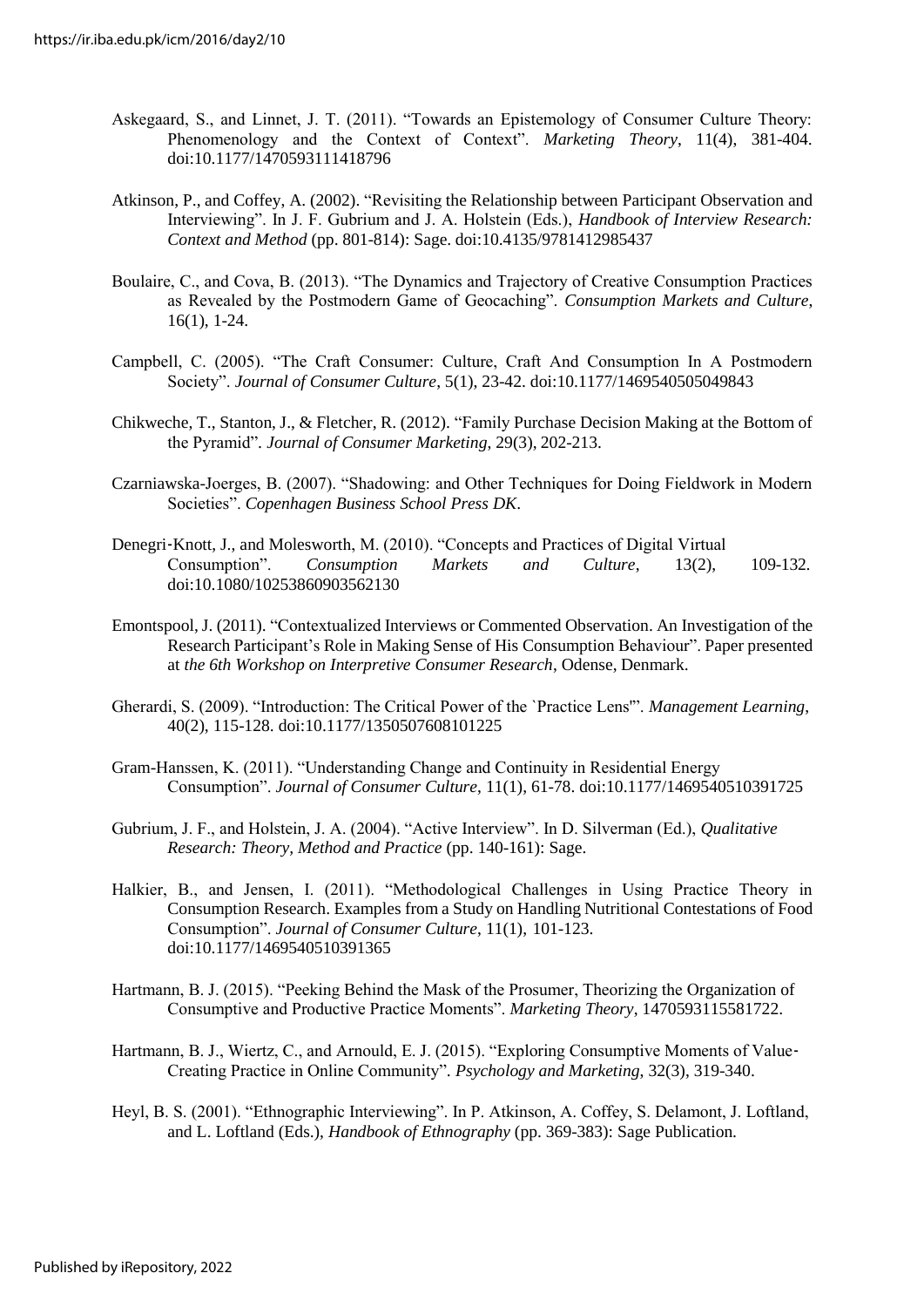Askegaard, S., and Linnet, J. T. (2011). "Towards an Epistemology of Consumer Culture Theory: Phenomenology and the Context of Context". *Marketing Theory*, 11(4), 381-404. doi:10.1177/1470593111418796

Atkinson, P., and Coffey, A. (2002). "Revisiting the Relationship between Participant Observation and Interviewing". In J. F. Gubrium and J. A. Holstein (Eds.), *Handbook of Interview Research: Context and Method* (pp. 801-814): Sage. doi:10.4135/9781412985437

Boulaire, C., and Cova, B. (2013). "The Dynamics and Trajectory of Creative Consumption Practices as Revealed by the Postmodern Game of Geocaching". *Consumption Markets and Culture*, 16(1), 1-24.

Campbell, C. (2005). "The Craft Consumer: Culture, Craft And Consumption In A Postmodern Society". *Journal of Consumer Culture*, 5(1), 23-42. doi:10.1177/1469540505049843

Chikweche, T., Stanton, J., & Fletcher, R. (2012). "Family Purchase Decision Making at the Bottom of the Pyramid". *Journal of Consumer Marketing*, 29(3), 202-213.

Czarniawska-Joerges, B. (2007). "Shadowing: and Other Techniques for Doing Fieldwork in Modern Societies". *Copenhagen Business School Press DK*.

Denegri‐Knott, J., and Molesworth, M. (2010). "Concepts and Practices of Digital Virtual Consumption". *Consumption Markets and Culture*, 13(2), 109-132. doi:10.1080/10253860903562130

Emontspool, J. (2011). "Contextualized Interviews or Commented Observation. An Investigation of the Research Participant's Role in Making Sense of His Consumption Behaviour". Paper presented at *the 6th Workshop on Interpretive Consumer Research*, Odense, Denmark.

Gherardi, S. (2009). "Introduction: The Critical Power of the `Practice Lens'". *Management Learning*, 40(2), 115-128. doi:10.1177/1350507608101225

Gram-Hanssen, K. (2011). "Understanding Change and Continuity in Residential Energy Consumption". *Journal of Consumer Culture*, 11(1), 61-78. doi:10.1177/1469540510391725

Gubrium, J. F., and Holstein, J. A. (2004). "Active Interview". In D. Silverman (Ed.), *Qualitative Research: Theory, Method and Practice* (pp. 140-161): Sage.

Halkier, B., and Jensen, I. (2011). "Methodological Challenges in Using Practice Theory in Consumption Research. Examples from a Study on Handling Nutritional Contestations of Food Consumption". *Journal of Consumer Culture*, 11(1), 101-123. doi:10.1177/1469540510391365

Hartmann, B. J. (2015). "Peeking Behind the Mask of the Prosumer, Theorizing the Organization of Consumptive and Productive Practice Moments". *Marketing Theory*, 1470593115581722.

Hartmann, B. J., Wiertz, C., and Arnould, E. J. (2015). "Exploring Consumptive Moments of Value‐Creating Practice in Online Community". *Psychology and Marketing*, 32(3), 319-340.

Heyl, B. S. (2001). "Ethnographic Interviewing". In P. Atkinson, A. Coffey, S. Delamont, J. Loftland, and L. Loftland (Eds.), *Handbook of Ethnography* (pp. 369-383): Sage Publication.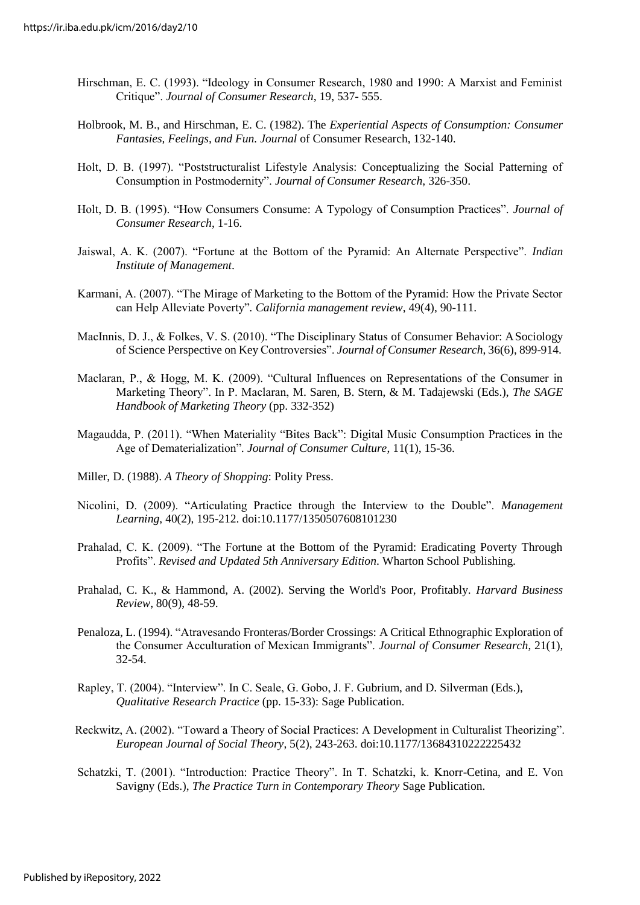Hirschman, E. C. (1993). "Ideology in Consumer Research, 1980 and 1990: A Marxist and Feminist Critique". *Journal of Consumer Research*, 19, 537- 555.

Holbrook, M. B., and Hirschman, E. C. (1982). The *Experiential Aspects of Consumption: Consumer Fantasies, Feelings, and Fun. Journal* of Consumer Research, 132-140.

Holt, D. B. (1997). "Poststructuralist Lifestyle Analysis: Conceptualizing the Social Patterning of Consumption in Postmodernity". *Journal of Consumer Research*, 326-350.

Holt, D. B. (1995). "How Consumers Consume: A Typology of Consumption Practices". *Journal of Consumer Research*, 1-16.

Jaiswal, A. K. (2007). "Fortune at the Bottom of the Pyramid: An Alternate Perspective". *Indian Institute of Management*.

Karmani, A. (2007). "The Mirage of Marketing to the Bottom of the Pyramid: How the Private Sector can Help Alleviate Poverty". *California management review*, 49(4), 90-111.

MacInnis, D. J., & Folkes, V. S. (2010). "The Disciplinary Status of Consumer Behavior: A Sociology of Science Perspective on Key Controversies". *Journal of Consumer Research*, 36(6), 899-914.

Maclaran, P., & Hogg, M. K. (2009). "Cultural Influences on Representations of the Consumer in Marketing Theory". In P. Maclaran, M. Saren, B. Stern, & M. Tadajewski (Eds.), *The SAGE Handbook of Marketing Theory* (pp. 332-352)

Magaudda, P. (2011). "When Materiality "Bites Back": Digital Music Consumption Practices in the Age of Dematerialization". *Journal of Consumer Culture*, 11(1), 15-36.

Miller, D. (1988). *A Theory of Shopping*: Polity Press.

Nicolini, D. (2009). "Articulating Practice through the Interview to the Double". *Management Learning*, 40(2), 195-212. doi:10.1177/1350507608101230

Prahalad, C. K. (2009). "The Fortune at the Bottom of the Pyramid: Eradicating Poverty Through Profits". *Revised and Updated 5th Anniversary Edition*. Wharton School Publishing.

Prahalad, C. K., & Hammond, A. (2002). Serving the World's Poor, Profitably. *Harvard Business Review*, 80(9), 48-59.

Penaloza, L. (1994). "Atravesando Fronteras/Border Crossings: A Critical Ethnographic Exploration of the Consumer Acculturation of Mexican Immigrants". *Journal of Consumer Research*, 21(1), 32-54.

Rapley, T. (2004). "Interview". In C. Seale, G. Gobo, J. F. Gubrium, and D. Silverman (Eds.), *Qualitative Research Practice* (pp. 15-33): Sage Publication.

Reckwitz, A. (2002). "Toward a Theory of Social Practices: A Development in Culturalist Theorizing". *European Journal of Social Theory*, 5(2), 243-263. doi:10.1177/13684310222225432

Schatzki, T. (2001). "Introduction: Practice Theory". In T. Schatzki, k. Knorr-Cetina, and E. Von Savigny (Eds.), *The Practice Turn in Contemporary Theory* Sage Publication.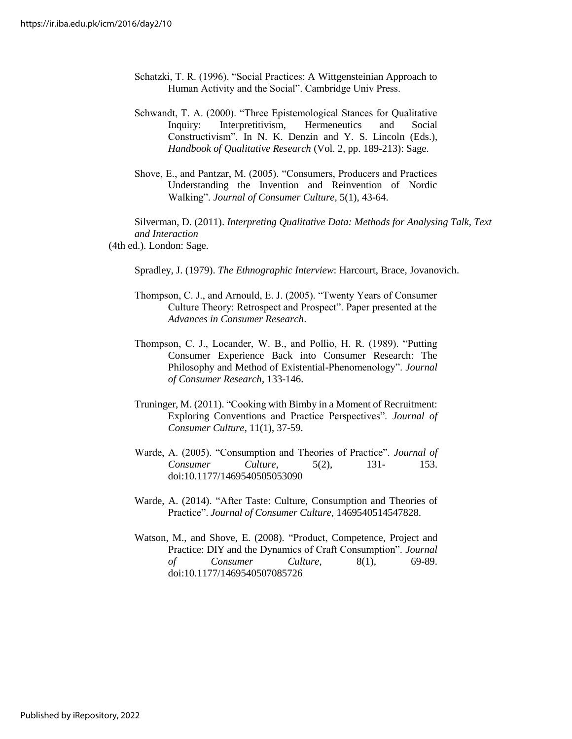Schatzki, T. R. (1996). "Social Practices: A Wittgensteinian Approach to Human Activity and the Social". Cambridge Univ Press.

Schwandt, T. A. (2000). "Three Epistemological Stances for Qualitative Inquiry: Interpretitivism, Hermeneutics and Social Constructivism". In N. K. Denzin and Y. S. Lincoln (Eds.), *Handbook of Qualitative Research* (Vol. 2, pp. 189-213): Sage.

Shove, E., and Pantzar, M. (2005). "Consumers, Producers and Practices Understanding the Invention and Reinvention of Nordic Walking". *Journal of Consumer Culture*, 5(1), 43-64.

Silverman, D. (2011). *Interpreting Qualitative Data: Methods for Analysing Talk, Text and Interaction* (4th ed.). London: Sage.

Spradley, J. (1979). *The Ethnographic Interview*: Harcourt, Brace, Jovanovich.

Thompson, C. J., and Arnould, E. J. (2005). "Twenty Years of Consumer Culture Theory: Retrospect and Prospect". Paper presented at the *Advances in Consumer Research*.

Thompson, C. J., Locander, W. B., and Pollio, H. R. (1989). "Putting Consumer Experience Back into Consumer Research: The Philosophy and Method of Existential-Phenomenology". *Journal of Consumer Research*, 133-146.

Truninger, M. (2011). "Cooking with Bimby in a Moment of Recruitment: Exploring Conventions and Practice Perspectives". *Journal of Consumer Culture*, 11(1), 37-59.

Warde, A. (2005). "Consumption and Theories of Practice". *Journal of Consumer Culture*, 5(2), 131- 153. doi:10.1177/1469540505053090

Warde, A. (2014). "After Taste: Culture, Consumption and Theories of Practice". *Journal of Consumer Culture*, 1469540514547828.

Watson, M., and Shove, E. (2008). "Product, Competence, Project and Practice: DIY and the Dynamics of Craft Consumption". *Journal of Consumer Culture*, 8(1), 69-89. doi:10.1177/1469540507085726